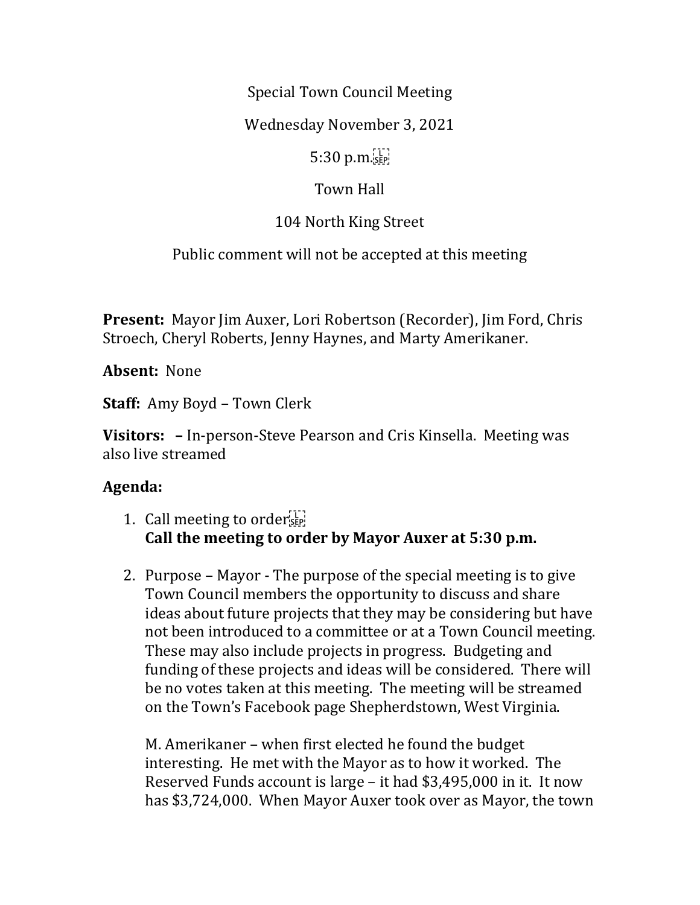Special Town Council Meeting

Wednesday November 3, 2021

5:30 p.m.

Town Hall

104 North King Street

Public comment will not be accepted at this meeting

**Present:** Mayor Jim Auxer, Lori Robertson (Recorder), Jim Ford, Chris Stroech, Cheryl Roberts, Jenny Haynes, and Marty Amerikaner.

**Absent:** None

**Staff:** Amy Boyd – Town Clerk

**Visitors: –** In-person-Steve Pearson and Cris Kinsella. Meeting was also live streamed

**Agenda:**

1. Call meeting to order
   **Call the meeting to order by Mayor Auxer at 5:30 p.m.**

2. Purpose – Mayor - The purpose of the special meeting is to give Town Council members the opportunity to discuss and share ideas about future projects that they may be considering but have not been introduced to a committee or at a Town Council meeting. These may also include projects in progress. Budgeting and funding of these projects and ideas will be considered. There will be no votes taken at this meeting. The meeting will be streamed on the Town's Facebook page Shepherdstown, West Virginia.

   M. Amerikaner – when first elected he found the budget interesting. He met with the Mayor as to how it worked. The Reserved Funds account is large – it had $3,495,000 in it. It now has $3,724,000. When Mayor Auxer took over as Mayor, the town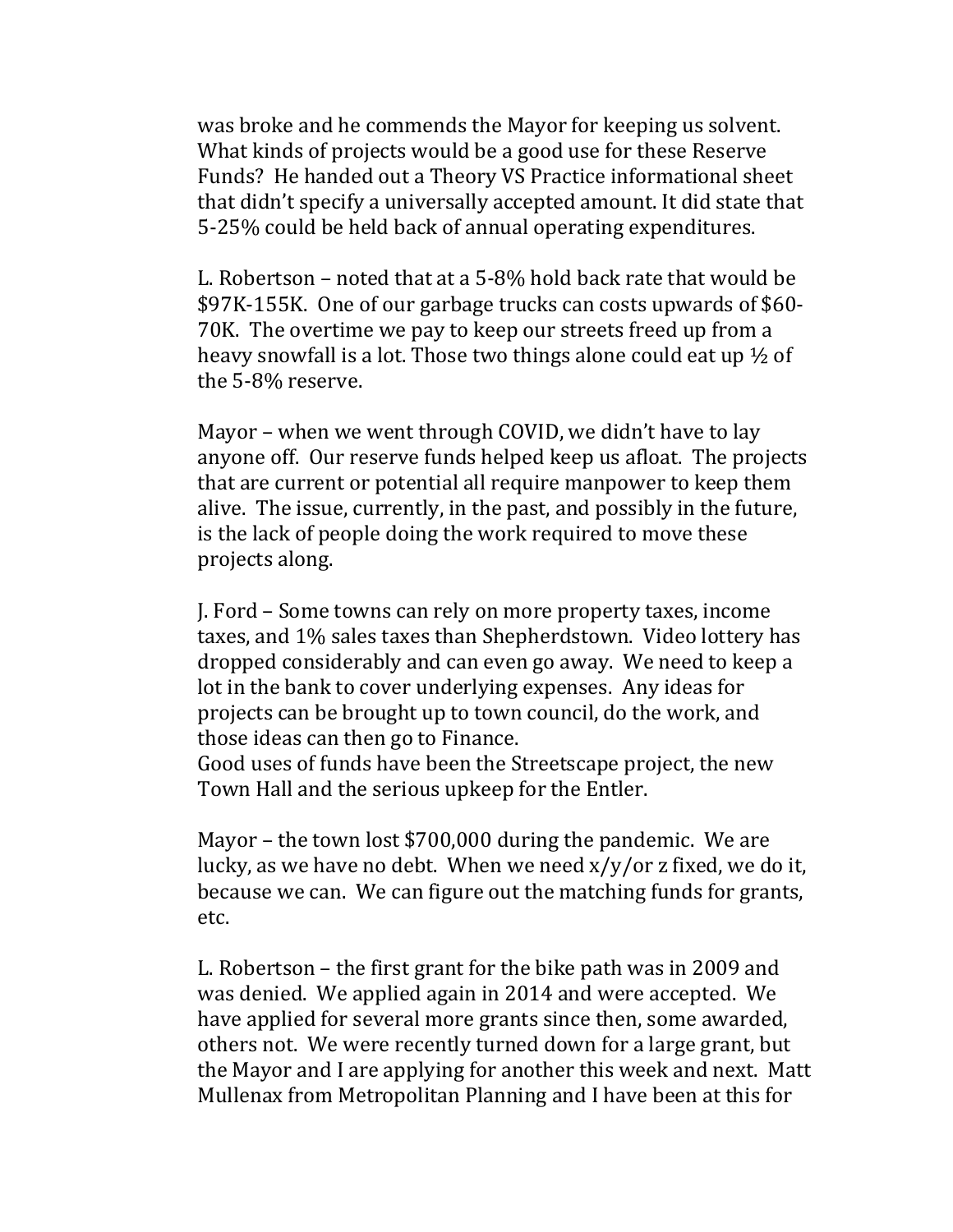was broke and he commends the Mayor for keeping us solvent. What kinds of projects would be a good use for these Reserve Funds? He handed out a Theory VS Practice informational sheet that didn't specify a universally accepted amount. It did state that 5-25% could be held back of annual operating expenditures.

L. Robertson – noted that at a 5-8% hold back rate that would be $97K-155K. One of our garbage trucks can costs upwards of $60-70K. The overtime we pay to keep our streets freed up from a heavy snowfall is a lot. Those two things alone could eat up ½ of the 5-8% reserve.

Mayor – when we went through COVID, we didn't have to lay anyone off. Our reserve funds helped keep us afloat. The projects that are current or potential all require manpower to keep them alive. The issue, currently, in the past, and possibly in the future, is the lack of people doing the work required to move these projects along.

J. Ford – Some towns can rely on more property taxes, income taxes, and 1% sales taxes than Shepherdstown. Video lottery has dropped considerably and can even go away. We need to keep a lot in the bank to cover underlying expenses. Any ideas for projects can be brought up to town council, do the work, and those ideas can then go to Finance.
Good uses of funds have been the Streetscape project, the new Town Hall and the serious upkeep for the Entler.

Mayor – the town lost $700,000 during the pandemic. We are lucky, as we have no debt. When we need x/y/or z fixed, we do it, because we can. We can figure out the matching funds for grants, etc.

L. Robertson – the first grant for the bike path was in 2009 and was denied. We applied again in 2014 and were accepted. We have applied for several more grants since then, some awarded, others not. We were recently turned down for a large grant, but the Mayor and I are applying for another this week and next. Matt Mullenax from Metropolitan Planning and I have been at this for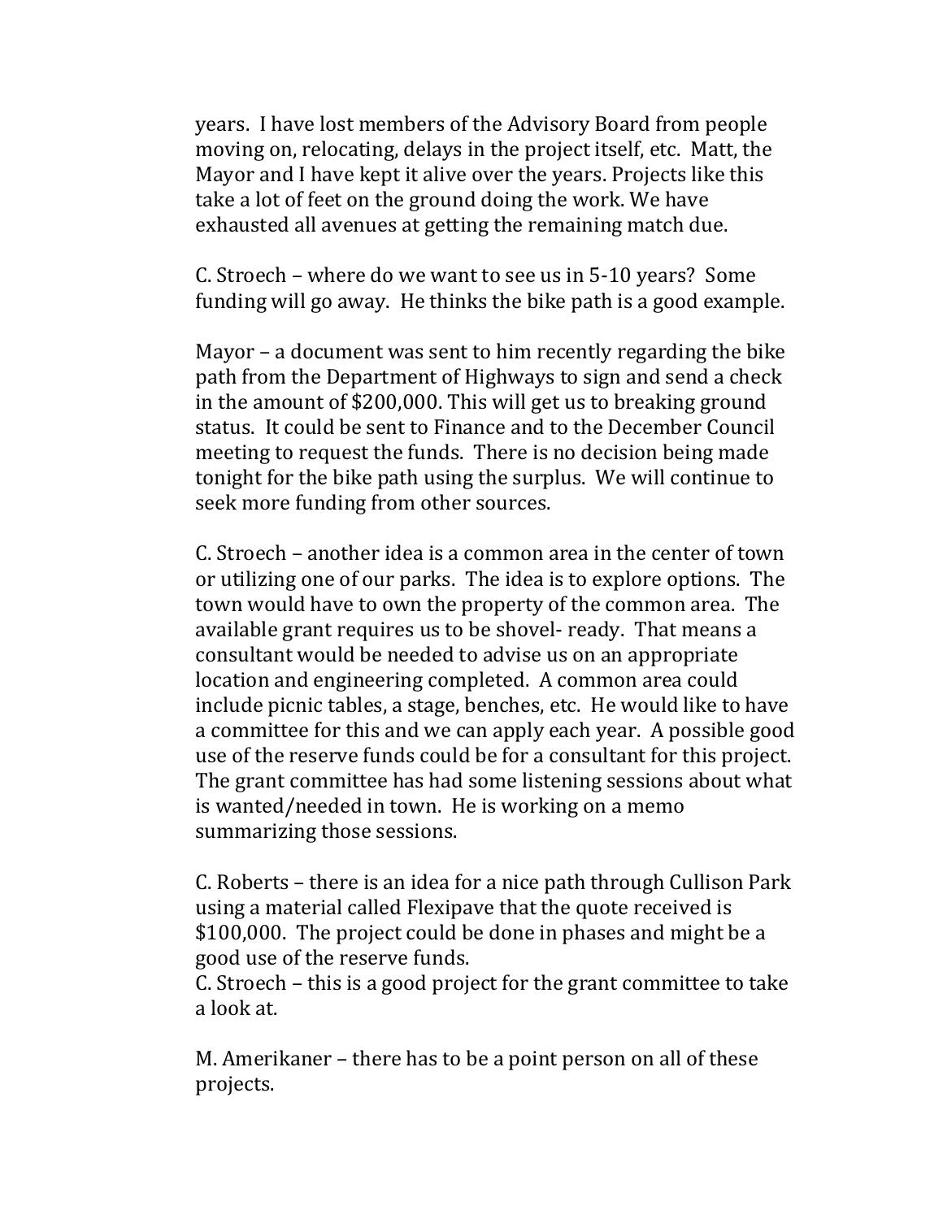years. I have lost members of the Advisory Board from people moving on, relocating, delays in the project itself, etc. Matt, the Mayor and I have kept it alive over the years. Projects like this take a lot of feet on the ground doing the work. We have exhausted all avenues at getting the remaining match due.

C. Stroech – where do we want to see us in 5-10 years? Some funding will go away. He thinks the bike path is a good example.

Mayor – a document was sent to him recently regarding the bike path from the Department of Highways to sign and send a check in the amount of $200,000. This will get us to breaking ground status. It could be sent to Finance and to the December Council meeting to request the funds. There is no decision being made tonight for the bike path using the surplus. We will continue to seek more funding from other sources.

C. Stroech – another idea is a common area in the center of town or utilizing one of our parks. The idea is to explore options. The town would have to own the property of the common area. The available grant requires us to be shovel- ready. That means a consultant would be needed to advise us on an appropriate location and engineering completed. A common area could include picnic tables, a stage, benches, etc. He would like to have a committee for this and we can apply each year. A possible good use of the reserve funds could be for a consultant for this project. The grant committee has had some listening sessions about what is wanted/needed in town. He is working on a memo summarizing those sessions.

C. Roberts – there is an idea for a nice path through Cullison Park using a material called Flexipave that the quote received is $100,000. The project could be done in phases and might be a good use of the reserve funds.
C. Stroech – this is a good project for the grant committee to take a look at.

M. Amerikaner – there has to be a point person on all of these projects.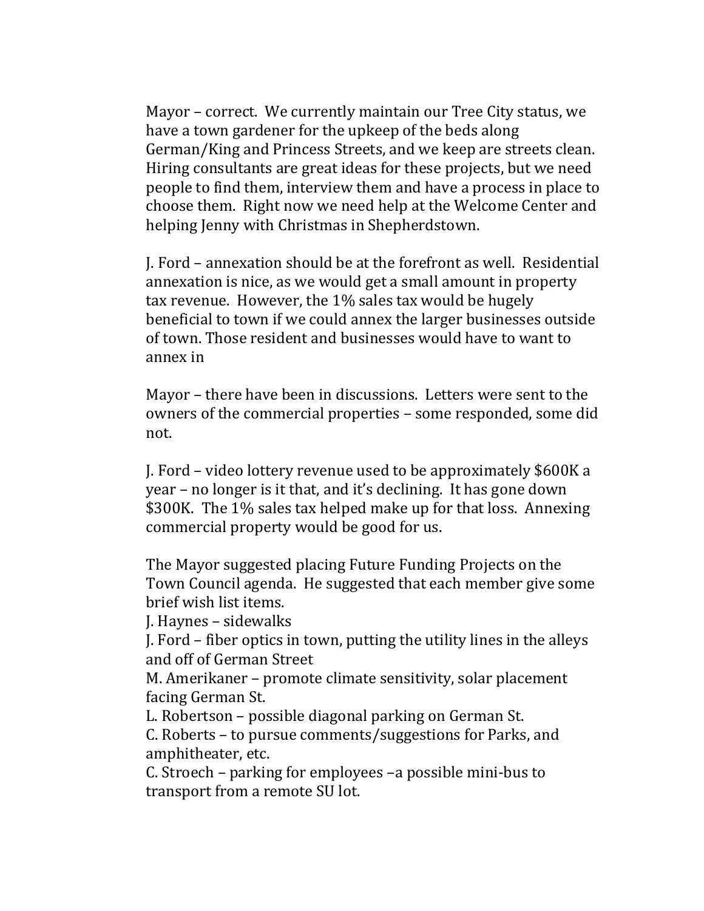Mayor – correct. We currently maintain our Tree City status, we have a town gardener for the upkeep of the beds along German/King and Princess Streets, and we keep are streets clean. Hiring consultants are great ideas for these projects, but we need people to find them, interview them and have a process in place to choose them. Right now we need help at the Welcome Center and helping Jenny with Christmas in Shepherdstown.

J. Ford – annexation should be at the forefront as well. Residential annexation is nice, as we would get a small amount in property tax revenue. However, the 1% sales tax would be hugely beneficial to town if we could annex the larger businesses outside of town. Those resident and businesses would have to want to annex in

Mayor – there have been in discussions. Letters were sent to the owners of the commercial properties – some responded, some did not.

J. Ford – video lottery revenue used to be approximately $600K a year – no longer is it that, and it's declining. It has gone down $300K. The 1% sales tax helped make up for that loss. Annexing commercial property would be good for us.

The Mayor suggested placing Future Funding Projects on the Town Council agenda. He suggested that each member give some brief wish list items.
J. Haynes – sidewalks
J. Ford – fiber optics in town, putting the utility lines in the alleys and off of German Street
M. Amerikaner – promote climate sensitivity, solar placement facing German St.
L. Robertson – possible diagonal parking on German St.
C. Roberts – to pursue comments/suggestions for Parks, and amphitheater, etc.
C. Stroech – parking for employees –a possible mini-bus to transport from a remote SU lot.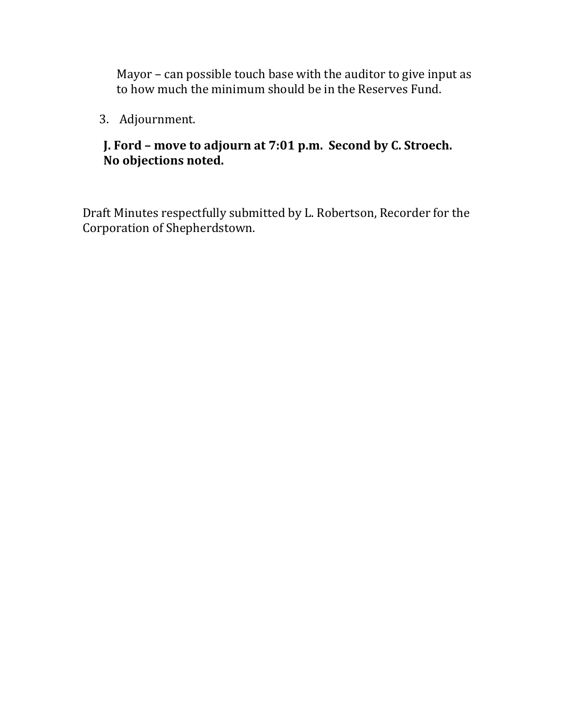Mayor – can possible touch base with the auditor to give input as to how much the minimum should be in the Reserves Fund.

3. Adjournment.

**J. Ford – move to adjourn at 7:01 p.m. Second by C. Stroech. No objections noted.**

Draft Minutes respectfully submitted by L. Robertson, Recorder for the Corporation of Shepherdstown.